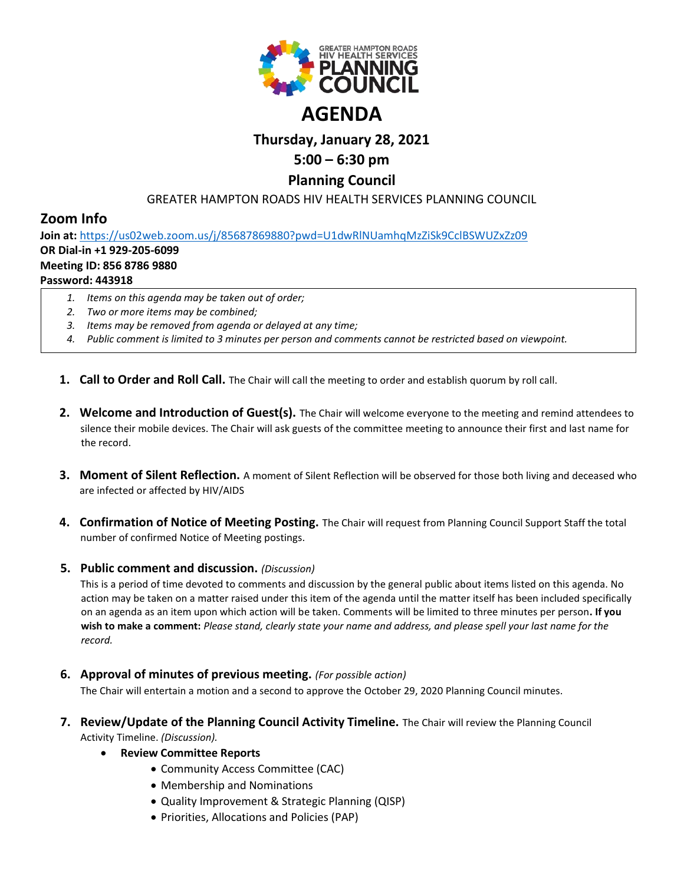GREATER HAMPTON ROADS HIV HEALTH SERVICES PLANNING COUNCIL

# AGENDA

## Thursday, January 28, 2021

## 5:00 – 6:30 pm

## Planning Council

GREATER HAMPTON ROADS HIV HEALTH SERVICES PLANNING COUNCIL

## Zoom Info

**Join at:** https://us02web.zoom.us/j/85687869880?pwd=U1dwRlNUamhqMzZiSk9CclBSWUZxZz09
**OR Dial-in +1 929-205-6099**
**Meeting ID: 856 8786 9880**
**Password: 443918**

1. *Items on this agenda may be taken out of order;*
2. *Two or more items may be combined;*
3. *Items may be removed from agenda or delayed at any time;*
4. *Public comment is limited to 3 minutes per person and comments cannot be restricted based on viewpoint.*

1. **Call to Order and Roll Call.** The Chair will call the meeting to order and establish quorum by roll call.

2. **Welcome and Introduction of Guest(s).** The Chair will welcome everyone to the meeting and remind attendees to silence their mobile devices. The Chair will ask guests of the committee meeting to announce their first and last name for the record.

3. **Moment of Silent Reflection.** A moment of Silent Reflection will be observed for those both living and deceased who are infected or affected by HIV/AIDS

4. **Confirmation of Notice of Meeting Posting.** The Chair will request from Planning Council Support Staff the total number of confirmed Notice of Meeting postings.

5. **Public comment and discussion.** *(Discussion)*
   This is a period of time devoted to comments and discussion by the general public about items listed on this agenda. No action may be taken on a matter raised under this item of the agenda until the matter itself has been included specifically on an agenda as an item upon which action will be taken. Comments will be limited to three minutes per person**. If you wish to make a comment:** *Please stand, clearly state your name and address, and please spell your last name for the record.*

6. **Approval of minutes of previous meeting.** *(For possible action)*
   The Chair will entertain a motion and a second to approve the October 29, 2020 Planning Council minutes.

7. **Review/Update of the Planning Council Activity Timeline.** The Chair will review the Planning Council Activity Timeline. *(Discussion).*
   - **Review Committee Reports**
     - Community Access Committee (CAC)
     - Membership and Nominations
     - Quality Improvement & Strategic Planning (QISP)
     - Priorities, Allocations and Policies (PAP)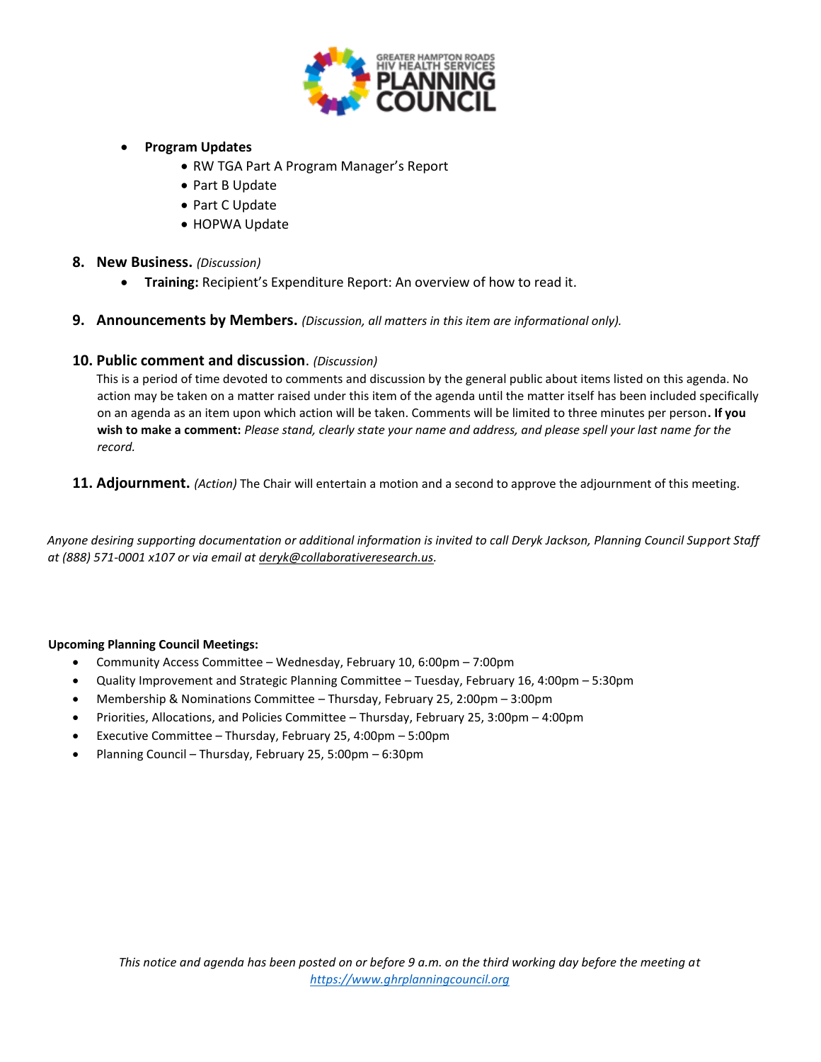- **Program Updates**
  - RW TGA Part A Program Manager's Report
  - Part B Update
  - Part C Update
  - HOPWA Update

**8. New Business.** *(Discussion)*

- **Training:** Recipient's Expenditure Report: An overview of how to read it.

**9. Announcements by Members.** *(Discussion, all matters in this item are informational only).*

**10. Public comment and discussion.** *(Discussion)*

This is a period of time devoted to comments and discussion by the general public about items listed on this agenda. No action may be taken on a matter raised under this item of the agenda until the matter itself has been included specifically on an agenda as an item upon which action will be taken. Comments will be limited to three minutes per person**. If you wish to make a comment:** *Please stand, clearly state your name and address, and please spell your last name for the record.*

**11. Adjournment.** *(Action)* The Chair will entertain a motion and a second to approve the adjournment of this meeting.

*Anyone desiring supporting documentation or additional information is invited to call Deryk Jackson, Planning Council Support Staff at (888) 571-0001 x107 or via email at deryk@collaborativeresearch.us.*

**Upcoming Planning Council Meetings:**

- Community Access Committee – Wednesday, February 10, 6:00pm – 7:00pm
- Quality Improvement and Strategic Planning Committee – Tuesday, February 16, 4:00pm – 5:30pm
- Membership & Nominations Committee – Thursday, February 25, 2:00pm – 3:00pm
- Priorities, Allocations, and Policies Committee – Thursday, February 25, 3:00pm – 4:00pm
- Executive Committee – Thursday, February 25, 4:00pm – 5:00pm
- Planning Council – Thursday, February 25, 5:00pm – 6:30pm

*This notice and agenda has been posted on or before 9 a.m. on the third working day before the meeting at https://www.ghrplanningcouncil.org*